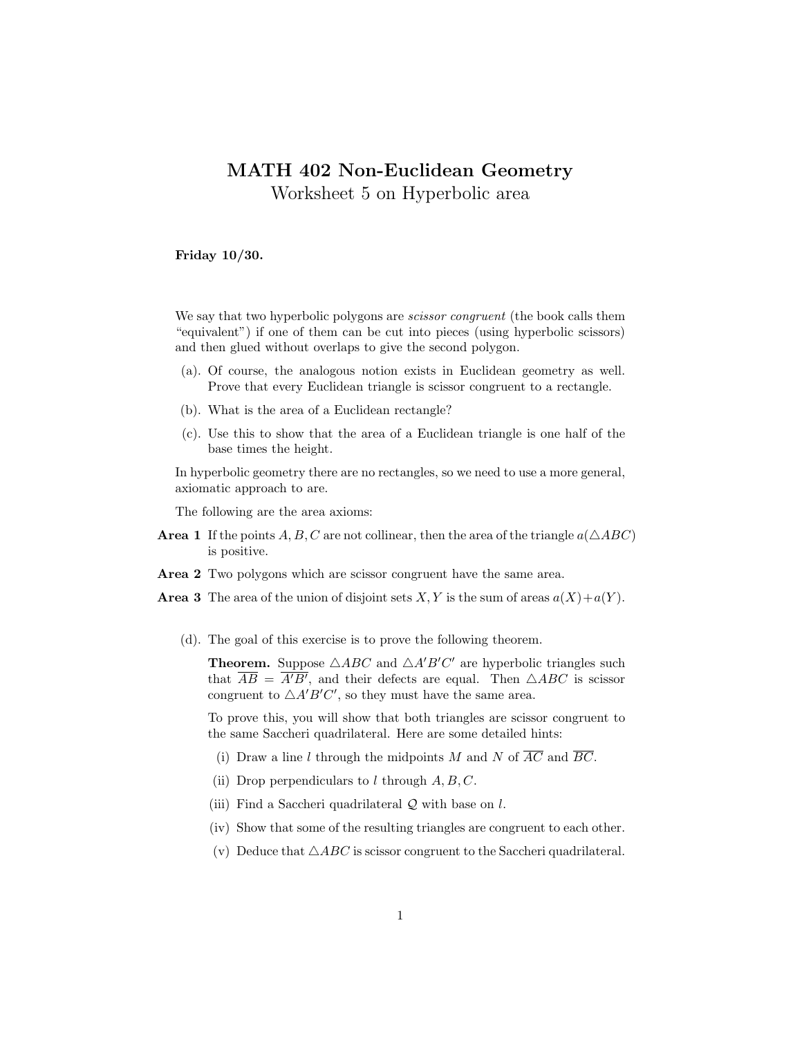# MATH 402 Non-Euclidean Geometry

## Worksheet 5 on Hyperbolic area

**Friday 10/30.**

We say that two hyperbolic polygons are *scissor congruent* (the book calls them "equivalent") if one of them can be cut into pieces (using hyperbolic scissors) and then glued without overlaps to give the second polygon.

(a). Of course, the analogous notion exists in Euclidean geometry as well. Prove that every Euclidean triangle is scissor congruent to a rectangle.

(b). What is the area of a Euclidean rectangle?

(c). Use this to show that the area of a Euclidean triangle is one half of the base times the height.

In hyperbolic geometry there are no rectangles, so we need to use a more general, axiomatic approach to are.

The following are the area axioms:

**Area 1** If the points $A, B, C$ are not collinear, then the area of the triangle $a(\triangle ABC)$ is positive.

**Area 2** Two polygons which are scissor congruent have the same area.

**Area 3** The area of the union of disjoint sets $X, Y$ is the sum of areas $a(X)+a(Y)$.

(d). The goal of this exercise is to prove the following theorem.

**Theorem.** Suppose $\triangle ABC$ and $\triangle A'B'C'$ are hyperbolic triangles such that $\overline{AB} = \overline{A'B'}$, and their defects are equal. Then $\triangle ABC$ is scissor congruent to $\triangle A'B'C'$, so they must have the same area.

To prove this, you will show that both triangles are scissor congruent to the same Saccheri quadrilateral. Here are some detailed hints:

(i) Draw a line $l$ through the midpoints $M$ and $N$ of $\overline{AC}$ and $\overline{BC}$.

(ii) Drop perpendiculars to $l$ through $A, B, C$.

(iii) Find a Saccheri quadrilateral $\mathcal{Q}$ with base on $l$.

(iv) Show that some of the resulting triangles are congruent to each other.

(v) Deduce that $\triangle ABC$ is scissor congruent to the Saccheri quadrilateral.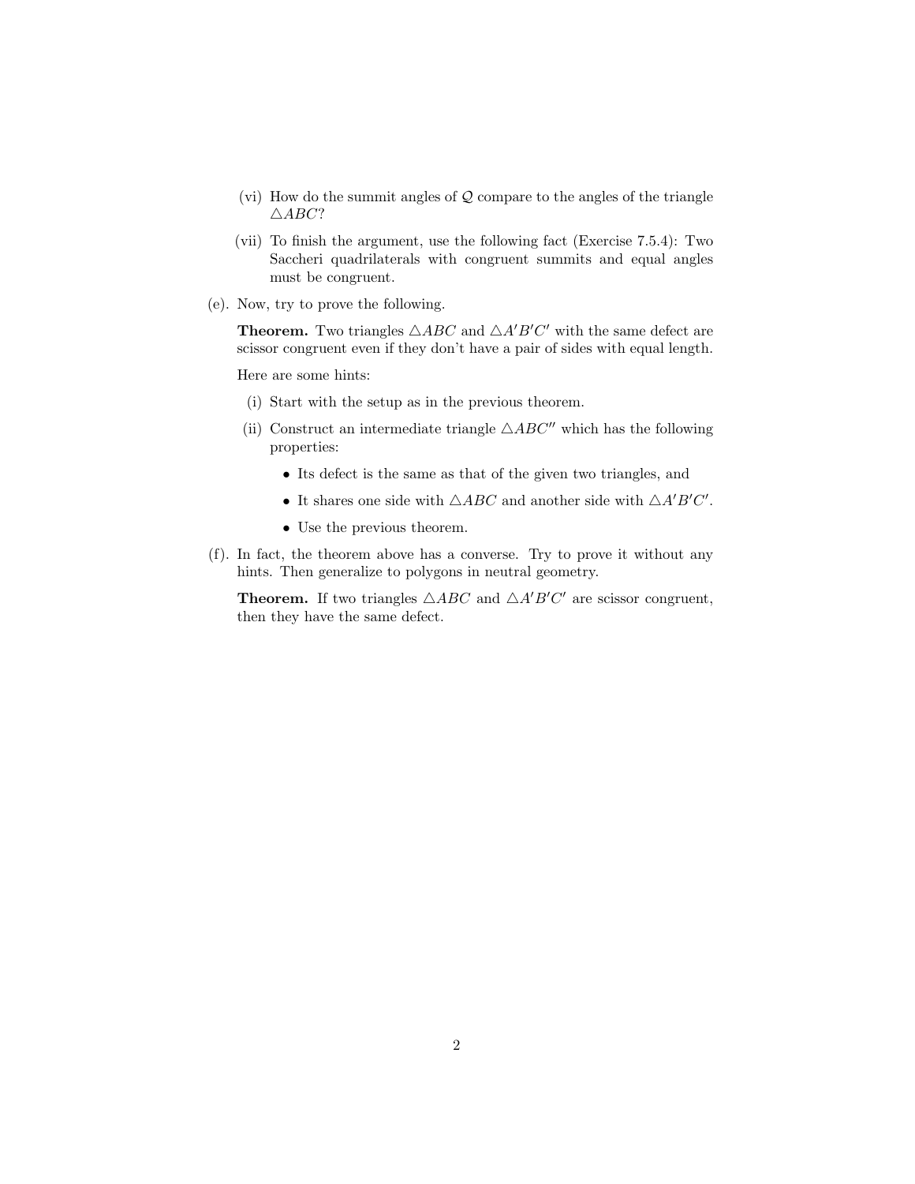(vi) How do the summit angles of $\mathcal{Q}$ compare to the angles of the triangle $\triangle ABC$?

(vii) To finish the argument, use the following fact (Exercise 7.5.4): Two Saccheri quadrilaterals with congruent summits and equal angles must be congruent.

(e). Now, try to prove the following.

**Theorem.** Two triangles $\triangle ABC$ and $\triangle A'B'C'$ with the same defect are scissor congruent even if they don't have a pair of sides with equal length.

Here are some hints:

(i) Start with the setup as in the previous theorem.

(ii) Construct an intermediate triangle $\triangle ABC''$ which has the following properties:

- Its defect is the same as that of the given two triangles, and
- It shares one side with $\triangle ABC$ and another side with $\triangle A'B'C'$.
- Use the previous theorem.

(f). In fact, the theorem above has a converse. Try to prove it without any hints. Then generalize to polygons in neutral geometry.

**Theorem.** If two triangles $\triangle ABC$ and $\triangle A'B'C'$ are scissor congruent, then they have the same defect.